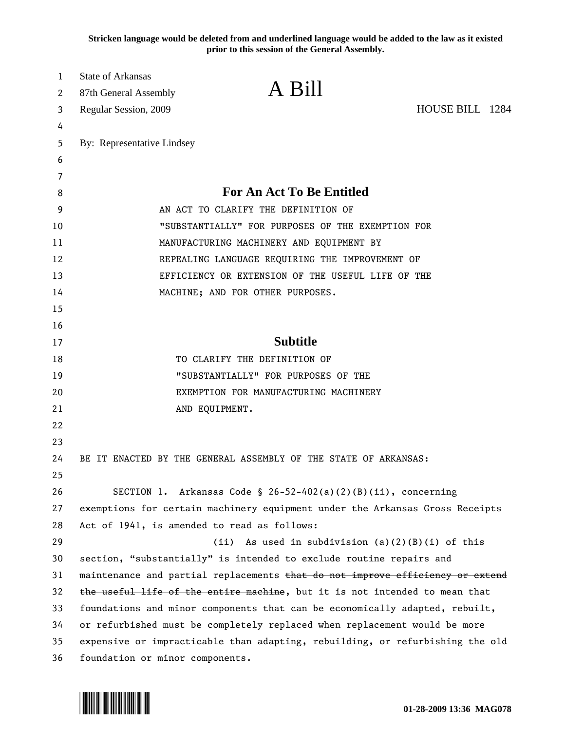**Stricken language would be deleted from and underlined language would be added to the law as it existed prior to this session of the General Assembly.**

State of Arkansas
87th General Assembly
Regular Session, 2009

# A Bill

HOUSE BILL 1284

By: Representative Lindsey

## For An Act To Be Entitled

AN ACT TO CLARIFY THE DEFINITION OF "SUBSTANTIALLY" FOR PURPOSES OF THE EXEMPTION FOR MANUFACTURING MACHINERY AND EQUIPMENT BY REPEALING LANGUAGE REQUIRING THE IMPROVEMENT OF EFFICIENCY OR EXTENSION OF THE USEFUL LIFE OF THE MACHINE; AND FOR OTHER PURPOSES.

## Subtitle

TO CLARIFY THE DEFINITION OF "SUBSTANTIALLY" FOR PURPOSES OF THE EXEMPTION FOR MANUFACTURING MACHINERY AND EQUIPMENT.

BE IT ENACTED BY THE GENERAL ASSEMBLY OF THE STATE OF ARKANSAS:

SECTION 1. Arkansas Code § 26-52-402(a)(2)(B)(ii), concerning exemptions for certain machinery equipment under the Arkansas Gross Receipts Act of 1941, is amended to read as follows:

(ii) As used in subdivision (a)(2)(B)(i) of this section, "substantially" is intended to exclude routine repairs and maintenance and partial replacements ~~that do not improve efficiency or extend the useful life of the entire machine~~, but it is not intended to mean that foundations and minor components that can be economically adapted, rebuilt, or refurbished must be completely replaced when replacement would be more expensive or impracticable than adapting, rebuilding, or refurbishing the old foundation or minor components.

01-28-2009 13:36 MAG078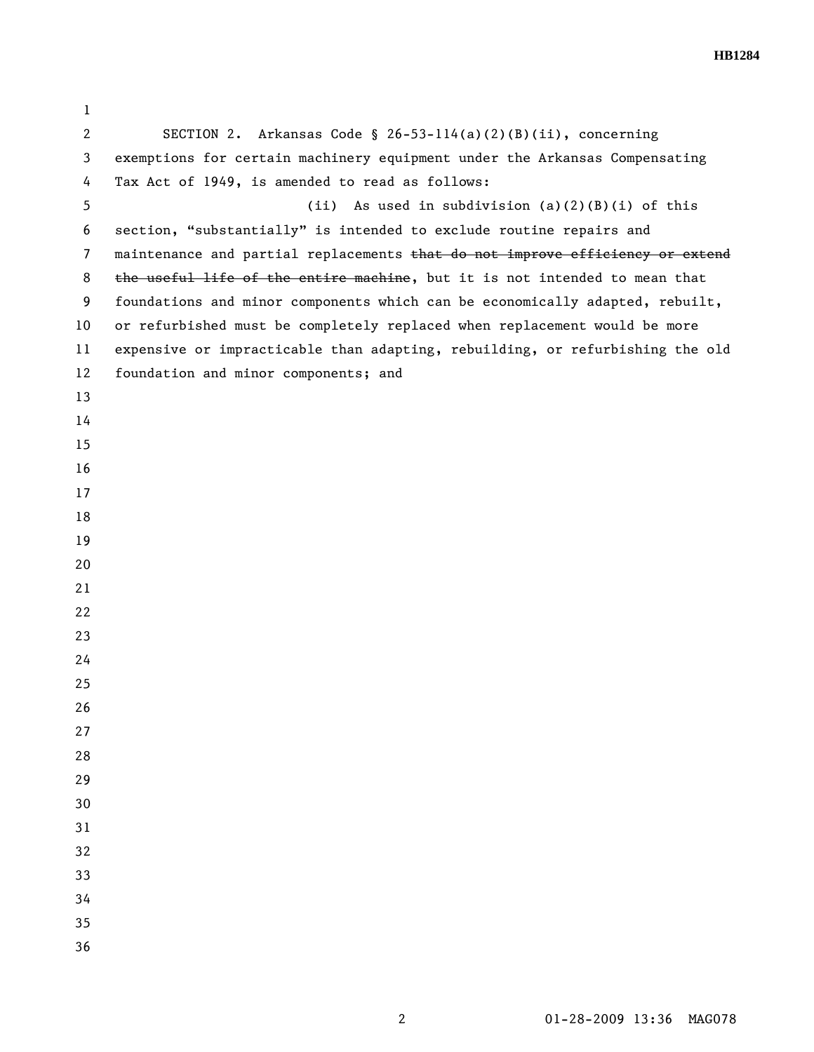SECTION 2. Arkansas Code § 26-53-114(a)(2)(B)(ii), concerning exemptions for certain machinery equipment under the Arkansas Compensating Tax Act of 1949, is amended to read as follows:

(ii) As used in subdivision (a)(2)(B)(i) of this section, "substantially" is intended to exclude routine repairs and maintenance and partial replacements ~~that do not improve efficiency or extend the useful life of the entire machine~~, but it is not intended to mean that foundations and minor components which can be economically adapted, rebuilt, or refurbished must be completely replaced when replacement would be more expensive or impracticable than adapting, rebuilding, or refurbishing the old foundation and minor components; and